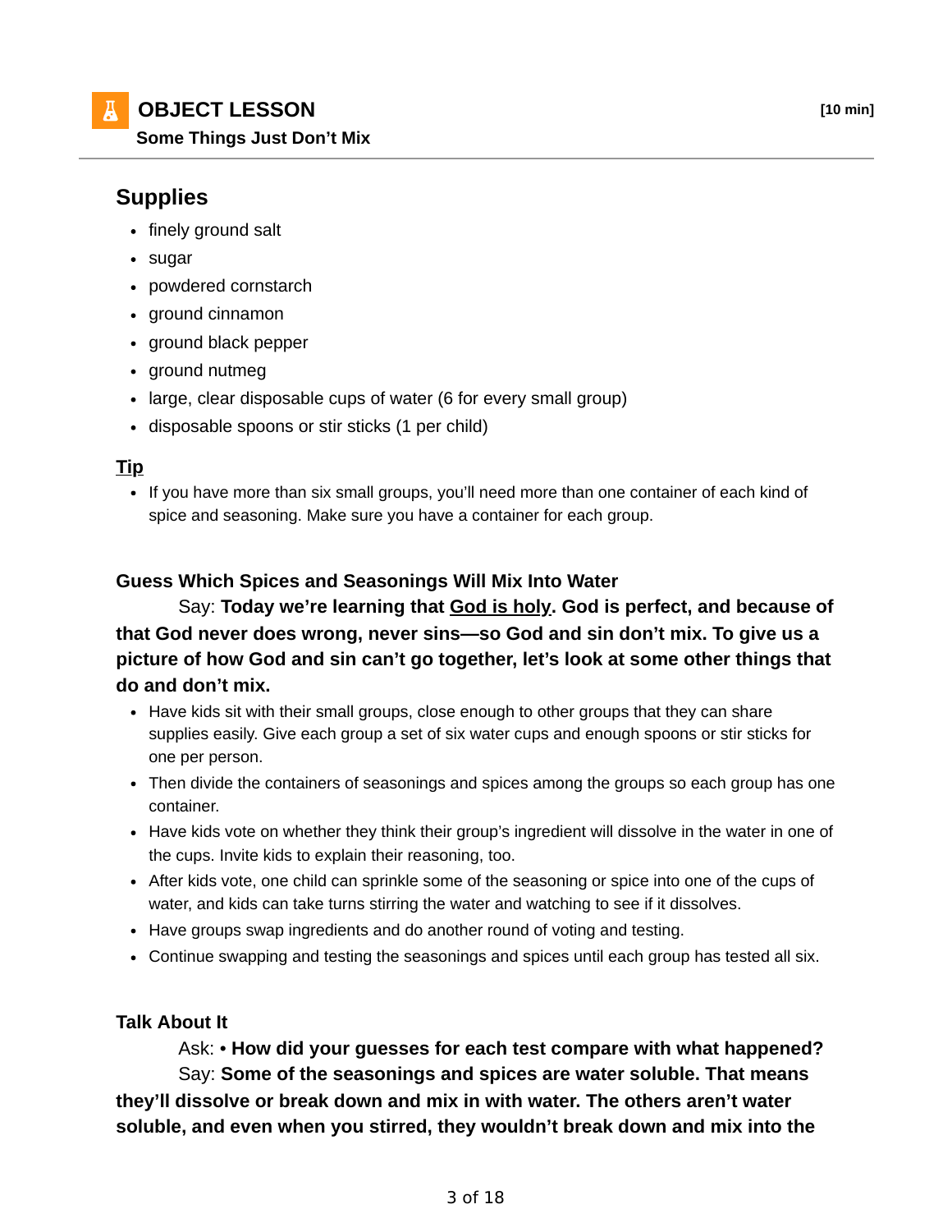# OBJECT LESSON

**Some Things Just Don't Mix**

**[10 min]**

## Supplies

- finely ground salt
- sugar
- powdered cornstarch
- ground cinnamon
- ground black pepper
- ground nutmeg
- large, clear disposable cups of water (6 for every small group)
- disposable spoons or stir sticks (1 per child)

### Tip

- If you have more than six small groups, you'll need more than one container of each kind of spice and seasoning. Make sure you have a container for each group.

### Guess Which Spices and Seasonings Will Mix Into Water

Say: **Today we're learning that <u>God is holy</u>. God is perfect, and because of that God never does wrong, never sins—so God and sin don't mix. To give us a picture of how God and sin can't go together, let's look at some other things that do and don't mix.**

- Have kids sit with their small groups, close enough to other groups that they can share supplies easily. Give each group a set of six water cups and enough spoons or stir sticks for one per person.
- Then divide the containers of seasonings and spices among the groups so each group has one container.
- Have kids vote on whether they think their group's ingredient will dissolve in the water in one of the cups. Invite kids to explain their reasoning, too.
- After kids vote, one child can sprinkle some of the seasoning or spice into one of the cups of water, and kids can take turns stirring the water and watching to see if it dissolves.
- Have groups swap ingredients and do another round of voting and testing.
- Continue swapping and testing the seasonings and spices until each group has tested all six.

### Talk About It

Ask: • **How did your guesses for each test compare with what happened?**

Say: **Some of the seasonings and spices are water soluble. That means they'll dissolve or break down and mix in with water. The others aren't water soluble, and even when you stirred, they wouldn't break down and mix into the**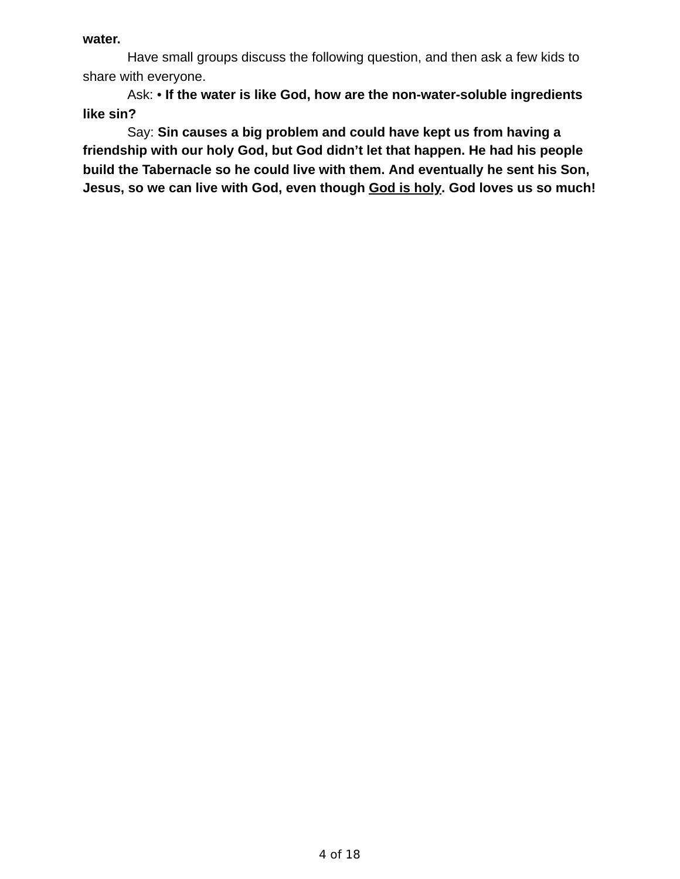**water.**

Have small groups discuss the following question, and then ask a few kids to share with everyone.

Ask: • **If the water is like God, how are the non-water-soluble ingredients like sin?**

Say: **Sin causes a big problem and could have kept us from having a friendship with our holy God, but God didn't let that happen. He had his people build the Tabernacle so he could live with them. And eventually he sent his Son, Jesus, so we can live with God, even though <u>God is holy</u>. God loves us so much!**